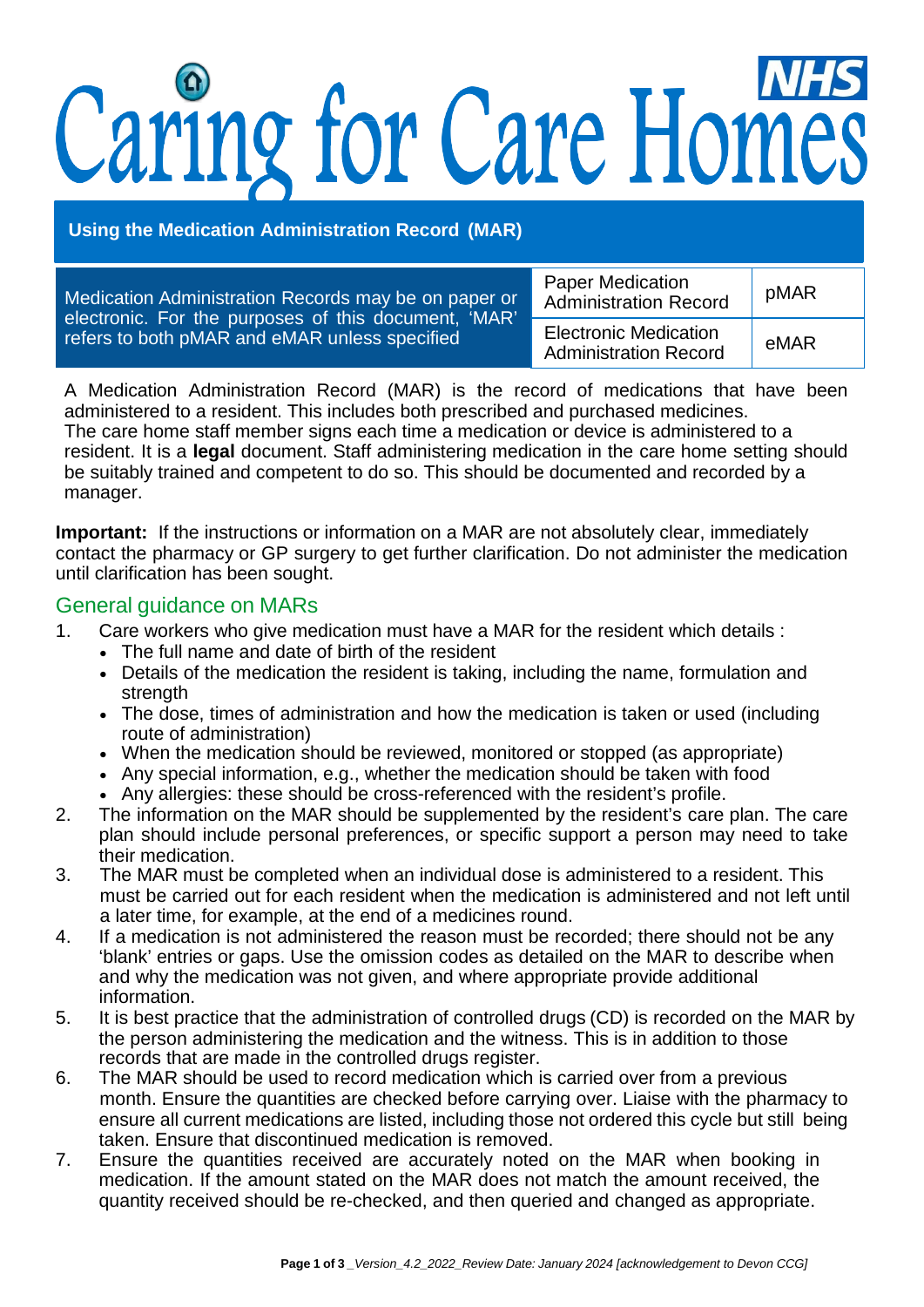# Caring for Care Homes

## Using the Medication Administration Record (MAR)

| Medication Administration Records may be on paper or electronic. For the purposes of this document, 'MAR' refers to both pMAR and eMAR unless specified | Paper Medication Administration Record | pMAR |
|---|---|---|
| | Electronic Medication Administration Record | eMAR |

A Medication Administration Record (MAR) is the record of medications that have been administered to a resident. This includes both prescribed and purchased medicines. The care home staff member signs each time a medication or device is administered to a resident. It is a **legal** document. Staff administering medication in the care home setting should be suitably trained and competent to do so. This should be documented and recorded by a manager.

**Important:** If the instructions or information on a MAR are not absolutely clear, immediately contact the pharmacy or GP surgery to get further clarification. Do not administer the medication until clarification has been sought.

### General guidance on MARs

1. Care workers who give medication must have a MAR for the resident which details :
   - The full name and date of birth of the resident
   - Details of the medication the resident is taking, including the name, formulation and strength
   - The dose, times of administration and how the medication is taken or used (including route of administration)
   - When the medication should be reviewed, monitored or stopped (as appropriate)
   - Any special information, e.g., whether the medication should be taken with food
   - Any allergies: these should be cross-referenced with the resident's profile.
2. The information on the MAR should be supplemented by the resident's care plan. The care plan should include personal preferences, or specific support a person may need to take their medication.
3. The MAR must be completed when an individual dose is administered to a resident. This must be carried out for each resident when the medication is administered and not left until a later time, for example, at the end of a medicines round.
4. If a medication is not administered the reason must be recorded; there should not be any 'blank' entries or gaps. Use the omission codes as detailed on the MAR to describe when and why the medication was not given, and where appropriate provide additional information.
5. It is best practice that the administration of controlled drugs (CD) is recorded on the MAR by the person administering the medication and the witness. This is in addition to those records that are made in the controlled drugs register.
6. The MAR should be used to record medication which is carried over from a previous month. Ensure the quantities are checked before carrying over. Liaise with the pharmacy to ensure all current medications are listed, including those not ordered this cycle but still being taken. Ensure that discontinued medication is removed.
7. Ensure the quantities received are accurately noted on the MAR when booking in medication. If the amount stated on the MAR does not match the amount received, the quantity received should be re-checked, and then queried and changed as appropriate.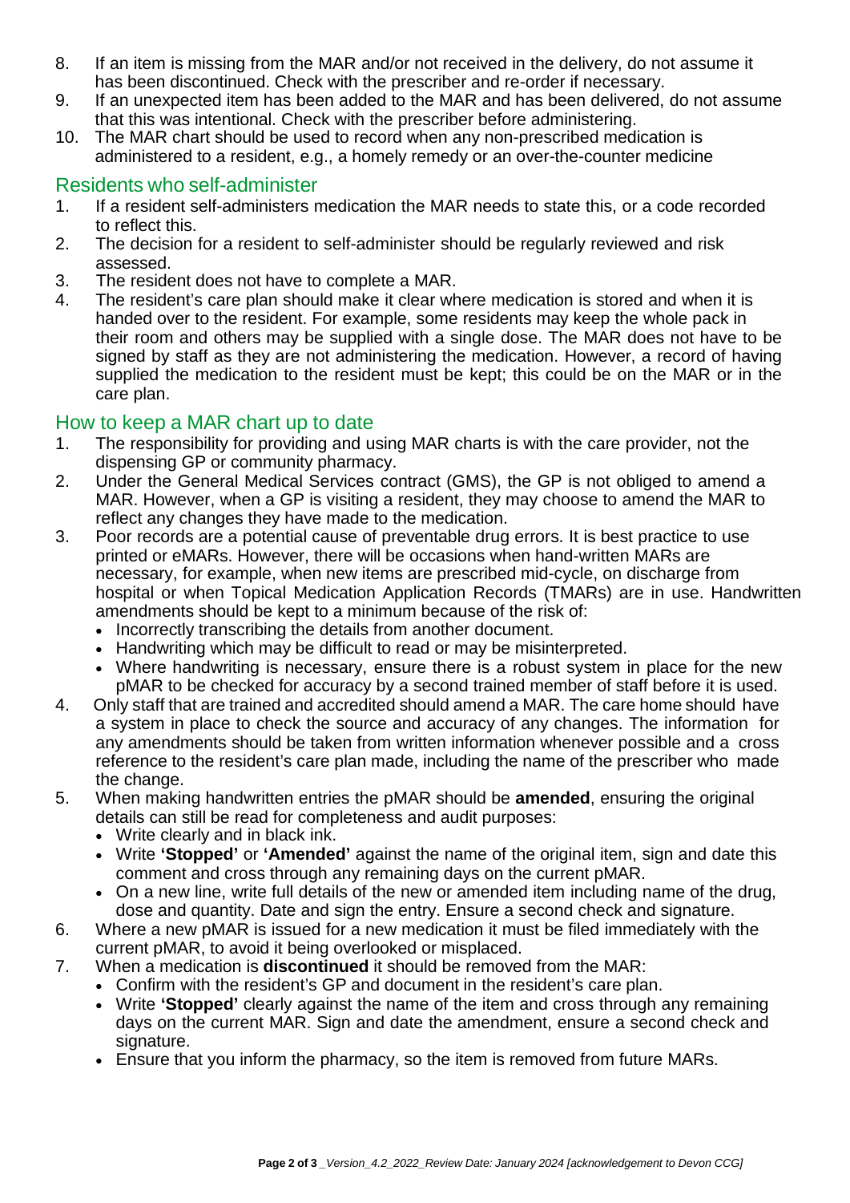8. If an item is missing from the MAR and/or not received in the delivery, do not assume it has been discontinued. Check with the prescriber and re-order if necessary.
9. If an unexpected item has been added to the MAR and has been delivered, do not assume that this was intentional. Check with the prescriber before administering.
10. The MAR chart should be used to record when any non-prescribed medication is administered to a resident, e.g., a homely remedy or an over-the-counter medicine

## Residents who self-administer

1. If a resident self-administers medication the MAR needs to state this, or a code recorded to reflect this.
2. The decision for a resident to self-administer should be regularly reviewed and risk assessed.
3. The resident does not have to complete a MAR.
4. The resident's care plan should make it clear where medication is stored and when it is handed over to the resident. For example, some residents may keep the whole pack in their room and others may be supplied with a single dose. The MAR does not have to be signed by staff as they are not administering the medication. However, a record of having supplied the medication to the resident must be kept; this could be on the MAR or in the care plan.

## How to keep a MAR chart up to date

1. The responsibility for providing and using MAR charts is with the care provider, not the dispensing GP or community pharmacy.
2. Under the General Medical Services contract (GMS), the GP is not obliged to amend a MAR. However, when a GP is visiting a resident, they may choose to amend the MAR to reflect any changes they have made to the medication.
3. Poor records are a potential cause of preventable drug errors. It is best practice to use printed or eMARs. However, there will be occasions when hand-written MARs are necessary, for example, when new items are prescribed mid-cycle, on discharge from hospital or when Topical Medication Application Records (TMARs) are in use. Handwritten amendments should be kept to a minimum because of the risk of:
   - Incorrectly transcribing the details from another document.
   - Handwriting which may be difficult to read or may be misinterpreted.
   - Where handwriting is necessary, ensure there is a robust system in place for the new pMAR to be checked for accuracy by a second trained member of staff before it is used.
4. Only staff that are trained and accredited should amend a MAR. The care home should have a system in place to check the source and accuracy of any changes. The information for any amendments should be taken from written information whenever possible and a cross reference to the resident's care plan made, including the name of the prescriber who made the change.
5. When making handwritten entries the pMAR should be **amended**, ensuring the original details can still be read for completeness and audit purposes:
   - Write clearly and in black ink.
   - Write **'Stopped'** or **'Amended'** against the name of the original item, sign and date this comment and cross through any remaining days on the current pMAR.
   - On a new line, write full details of the new or amended item including name of the drug, dose and quantity. Date and sign the entry. Ensure a second check and signature.
6. Where a new pMAR is issued for a new medication it must be filed immediately with the current pMAR, to avoid it being overlooked or misplaced.
7. When a medication is **discontinued** it should be removed from the MAR:
   - Confirm with the resident's GP and document in the resident's care plan.
   - Write **'Stopped'** clearly against the name of the item and cross through any remaining days on the current MAR. Sign and date the amendment, ensure a second check and signature.
   - Ensure that you inform the pharmacy, so the item is removed from future MARs.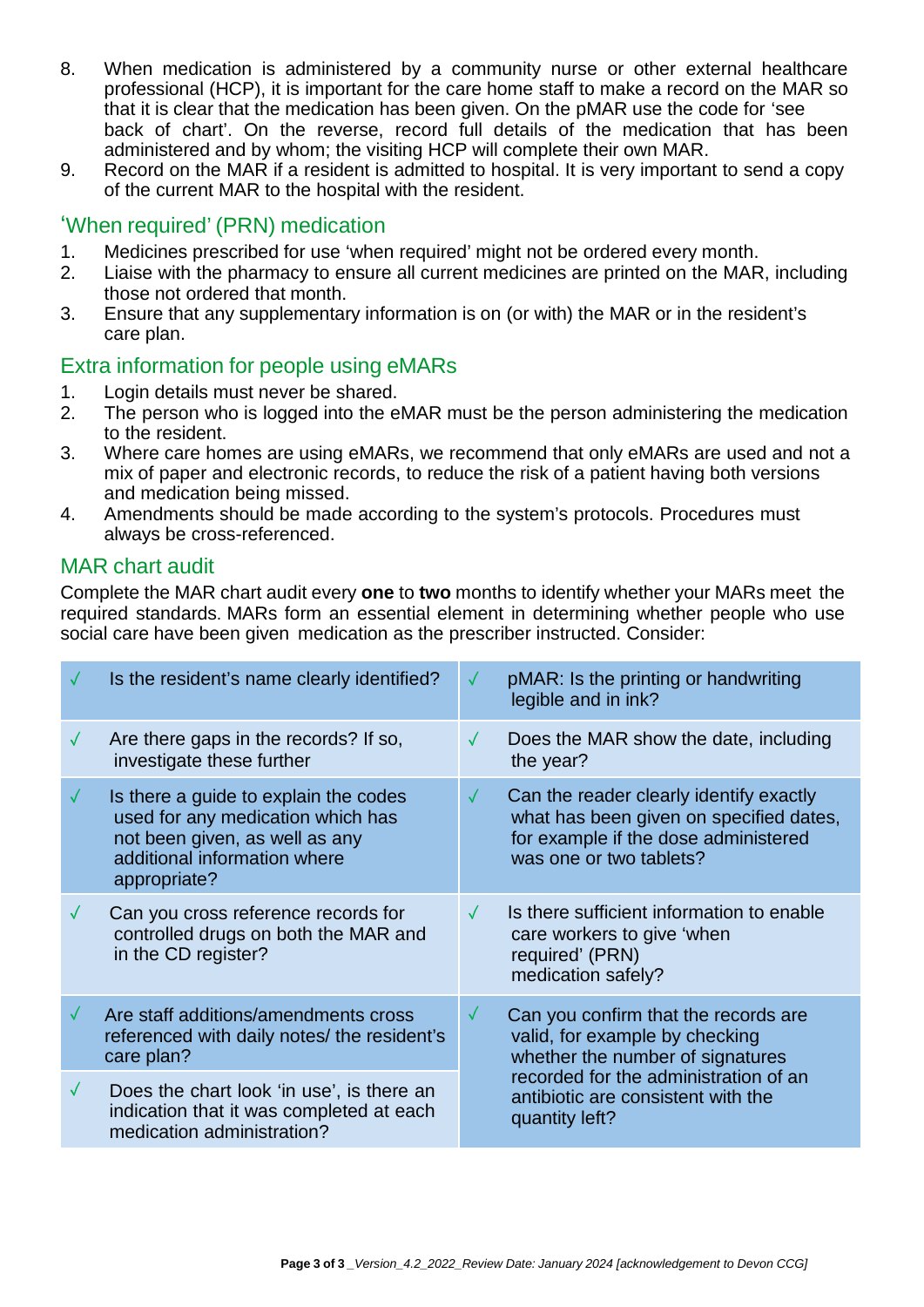8. When medication is administered by a community nurse or other external healthcare professional (HCP), it is important for the care home staff to make a record on the MAR so that it is clear that the medication has been given. On the pMAR use the code for 'see back of chart'. On the reverse, record full details of the medication that has been administered and by whom; the visiting HCP will complete their own MAR.
9. Record on the MAR if a resident is admitted to hospital. It is very important to send a copy of the current MAR to the hospital with the resident.

## 'When required' (PRN) medication

1. Medicines prescribed for use 'when required' might not be ordered every month.
2. Liaise with the pharmacy to ensure all current medicines are printed on the MAR, including those not ordered that month.
3. Ensure that any supplementary information is on (or with) the MAR or in the resident's care plan.

## Extra information for people using eMARs

1. Login details must never be shared.
2. The person who is logged into the eMAR must be the person administering the medication to the resident.
3. Where care homes are using eMARs, we recommend that only eMARs are used and not a mix of paper and electronic records, to reduce the risk of a patient having both versions and medication being missed.
4. Amendments should be made according to the system's protocols. Procedures must always be cross-referenced.

## MAR chart audit

Complete the MAR chart audit every **one** to **two** months to identify whether your MARs meet the required standards. MARs form an essential element in determining whether people who use social care have been given medication as the prescriber instructed. Consider:

| | | | |
|---|---|---|---|
| ✓ | Is the resident's name clearly identified? | ✓ | pMAR: Is the printing or handwriting legible and in ink? |
| ✓ | Are there gaps in the records? If so, investigate these further | ✓ | Does the MAR show the date, including the year? |
| ✓ | Is there a guide to explain the codes used for any medication which has not been given, as well as any additional information where appropriate? | ✓ | Can the reader clearly identify exactly what has been given on specified dates, for example if the dose administered was one or two tablets? |
| ✓ | Can you cross reference records for controlled drugs on both the MAR and in the CD register? | ✓ | Is there sufficient information to enable care workers to give 'when required' (PRN) medication safely? |
| ✓ | Are staff additions/amendments cross referenced with daily notes/ the resident's care plan? | ✓ | Can you confirm that the records are valid, for example by checking whether the number of signatures recorded for the administration of an antibiotic are consistent with the quantity left? |
| ✓ | Does the chart look 'in use', is there an indication that it was completed at each medication administration? | | |

*Version_4.2_2022_Review Date: January 2024 [acknowledgement to Devon CCG]*